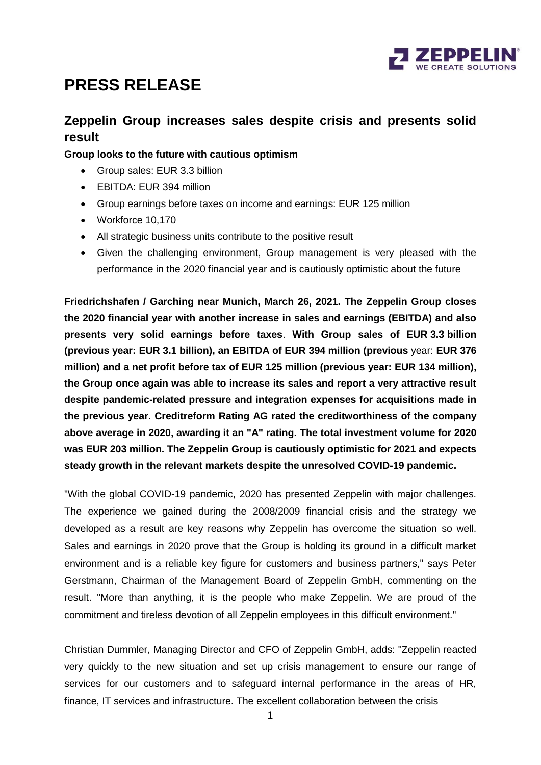# PRESS RELEASE

## Zeppelin Group increases sales despite crisis and presents solid result

**Group looks to the future with cautious optimism**

- Group sales: EUR 3.3 billion
- EBITDA: EUR 394 million
- Group earnings before taxes on income and earnings: EUR 125 million
- Workforce 10,170
- All strategic business units contribute to the positive result
- Given the challenging environment, Group management is very pleased with the performance in the 2020 financial year and is cautiously optimistic about the future

**Friedrichshafen / Garching near Munich, March 26, 2021. The Zeppelin Group closes the 2020 financial year with another increase in sales and earnings (EBITDA) and also presents very solid earnings before taxes**. **With Group sales of EUR 3.3 billion (previous year: EUR 3.1 billion), an EBITDA of EUR 394 million (previous** year: **EUR 376 million) and a net profit before tax of EUR 125 million (previous year: EUR 134 million), the Group once again was able to increase its sales and report a very attractive result despite pandemic-related pressure and integration expenses for acquisitions made in the previous year. Creditreform Rating AG rated the creditworthiness of the company above average in 2020, awarding it an "A" rating. The total investment volume for 2020 was EUR 203 million. The Zeppelin Group is cautiously optimistic for 2021 and expects steady growth in the relevant markets despite the unresolved COVID-19 pandemic.**

"With the global COVID-19 pandemic, 2020 has presented Zeppelin with major challenges. The experience we gained during the 2008/2009 financial crisis and the strategy we developed as a result are key reasons why Zeppelin has overcome the situation so well. Sales and earnings in 2020 prove that the Group is holding its ground in a difficult market environment and is a reliable key figure for customers and business partners," says Peter Gerstmann, Chairman of the Management Board of Zeppelin GmbH, commenting on the result. "More than anything, it is the people who make Zeppelin. We are proud of the commitment and tireless devotion of all Zeppelin employees in this difficult environment."

Christian Dummler, Managing Director and CFO of Zeppelin GmbH, adds: "Zeppelin reacted very quickly to the new situation and set up crisis management to ensure our range of services for our customers and to safeguard internal performance in the areas of HR, finance, IT services and infrastructure. The excellent collaboration between the crisis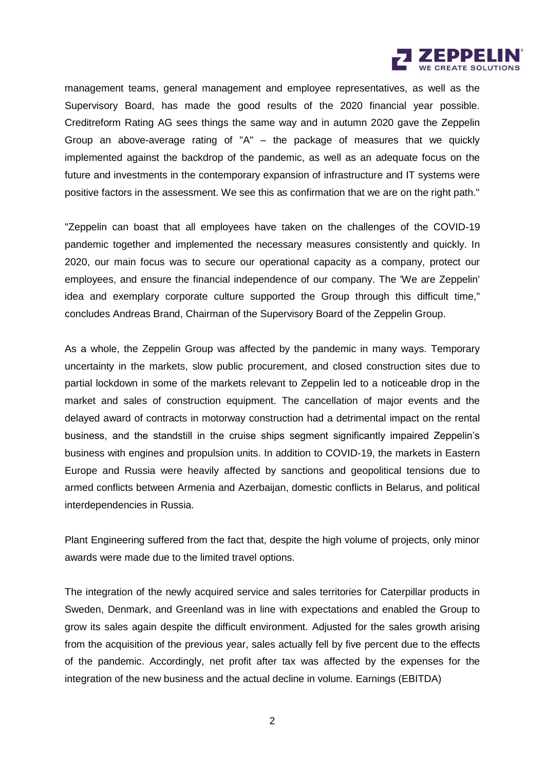management teams, general management and employee representatives, as well as the Supervisory Board, has made the good results of the 2020 financial year possible. Creditreform Rating AG sees things the same way and in autumn 2020 gave the Zeppelin Group an above-average rating of "A" – the package of measures that we quickly implemented against the backdrop of the pandemic, as well as an adequate focus on the future and investments in the contemporary expansion of infrastructure and IT systems were positive factors in the assessment. We see this as confirmation that we are on the right path."

"Zeppelin can boast that all employees have taken on the challenges of the COVID-19 pandemic together and implemented the necessary measures consistently and quickly. In 2020, our main focus was to secure our operational capacity as a company, protect our employees, and ensure the financial independence of our company. The 'We are Zeppelin' idea and exemplary corporate culture supported the Group through this difficult time," concludes Andreas Brand, Chairman of the Supervisory Board of the Zeppelin Group.

As a whole, the Zeppelin Group was affected by the pandemic in many ways. Temporary uncertainty in the markets, slow public procurement, and closed construction sites due to partial lockdown in some of the markets relevant to Zeppelin led to a noticeable drop in the market and sales of construction equipment. The cancellation of major events and the delayed award of contracts in motorway construction had a detrimental impact on the rental business, and the standstill in the cruise ships segment significantly impaired Zeppelin's business with engines and propulsion units. In addition to COVID-19, the markets in Eastern Europe and Russia were heavily affected by sanctions and geopolitical tensions due to armed conflicts between Armenia and Azerbaijan, domestic conflicts in Belarus, and political interdependencies in Russia.

Plant Engineering suffered from the fact that, despite the high volume of projects, only minor awards were made due to the limited travel options.

The integration of the newly acquired service and sales territories for Caterpillar products in Sweden, Denmark, and Greenland was in line with expectations and enabled the Group to grow its sales again despite the difficult environment. Adjusted for the sales growth arising from the acquisition of the previous year, sales actually fell by five percent due to the effects of the pandemic. Accordingly, net profit after tax was affected by the expenses for the integration of the new business and the actual decline in volume. Earnings (EBITDA)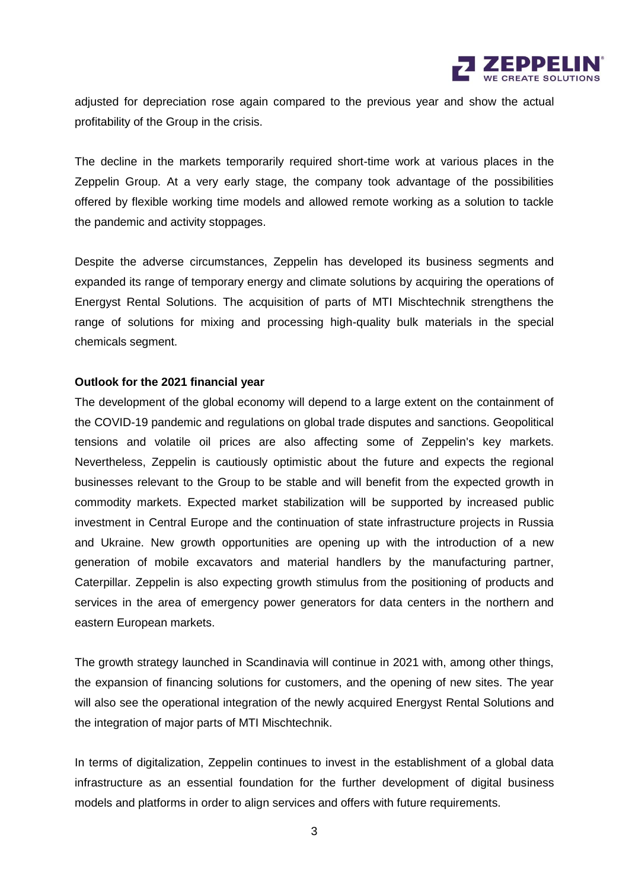adjusted for depreciation rose again compared to the previous year and show the actual profitability of the Group in the crisis.

The decline in the markets temporarily required short-time work at various places in the Zeppelin Group. At a very early stage, the company took advantage of the possibilities offered by flexible working time models and allowed remote working as a solution to tackle the pandemic and activity stoppages.

Despite the adverse circumstances, Zeppelin has developed its business segments and expanded its range of temporary energy and climate solutions by acquiring the operations of Energyst Rental Solutions. The acquisition of parts of MTI Mischtechnik strengthens the range of solutions for mixing and processing high-quality bulk materials in the special chemicals segment.

**Outlook for the 2021 financial year**

The development of the global economy will depend to a large extent on the containment of the COVID-19 pandemic and regulations on global trade disputes and sanctions. Geopolitical tensions and volatile oil prices are also affecting some of Zeppelin's key markets. Nevertheless, Zeppelin is cautiously optimistic about the future and expects the regional businesses relevant to the Group to be stable and will benefit from the expected growth in commodity markets. Expected market stabilization will be supported by increased public investment in Central Europe and the continuation of state infrastructure projects in Russia and Ukraine. New growth opportunities are opening up with the introduction of a new generation of mobile excavators and material handlers by the manufacturing partner, Caterpillar. Zeppelin is also expecting growth stimulus from the positioning of products and services in the area of emergency power generators for data centers in the northern and eastern European markets.

The growth strategy launched in Scandinavia will continue in 2021 with, among other things, the expansion of financing solutions for customers, and the opening of new sites. The year will also see the operational integration of the newly acquired Energyst Rental Solutions and the integration of major parts of MTI Mischtechnik.

In terms of digitalization, Zeppelin continues to invest in the establishment of a global data infrastructure as an essential foundation for the further development of digital business models and platforms in order to align services and offers with future requirements.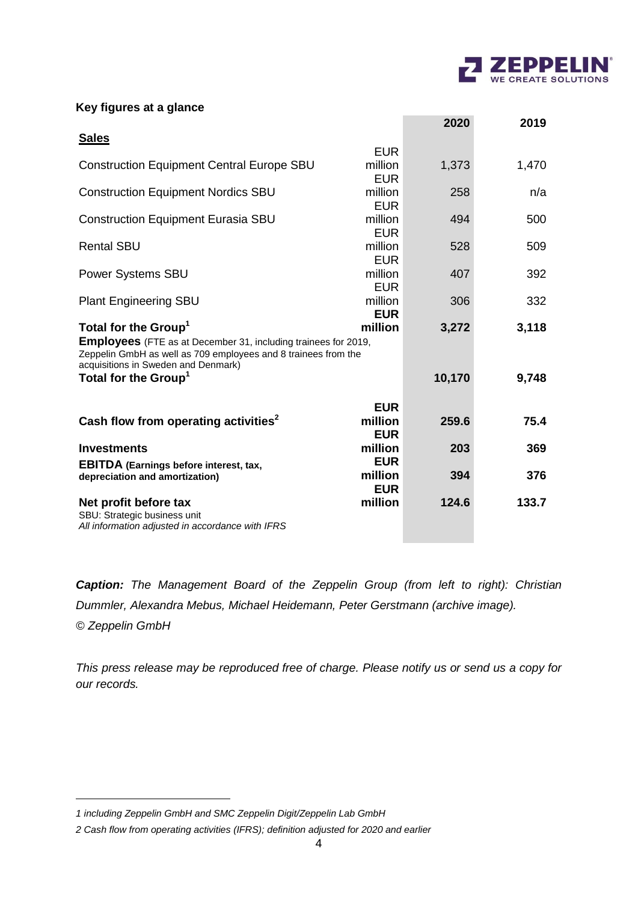**Key figures at a glance**

| | | 2020 | 2019 |
|---|---|---|---|
| **Sales** | | | |
| Construction Equipment Central Europe SBU | EUR million | 1,373 | 1,470 |
| Construction Equipment Nordics SBU | EUR million | 258 | n/a |
| Construction Equipment Eurasia SBU | EUR million | 494 | 500 |
| Rental SBU | EUR million | 528 | 509 |
| Power Systems SBU | EUR million | 407 | 392 |
| Plant Engineering SBU | EUR million | 306 | 332 |
| **Total for the Group[1]** | **EUR million** | **3,272** | **3,118** |
| **Employees** (FTE as at December 31, including trainees for 2019, Zeppelin GmbH as well as 709 employees and 8 trainees from the acquisitions in Sweden and Denmark) | | | |
| **Total for the Group[1]** | | **10,170** | **9,748** |
| **Cash flow from operating activities[2]** | **EUR million** | **259.6** | **75.4** |
| **Investments** | **EUR million** | **203** | **369** |
| **EBITDA (Earnings before interest, tax, depreciation and amortization)** | **EUR million** | **394** | **376** |
| **Net profit before tax** | **EUR million** | **124.6** | **133.7** |

SBU: Strategic business unit

*All information adjusted in accordance with IFRS*

***Caption:*** *The Management Board of the Zeppelin Group (from left to right): Christian Dummler, Alexandra Mebus, Michael Heidemann, Peter Gerstmann (archive image).*
*© Zeppelin GmbH*

*This press release may be reproduced free of charge. Please notify us or send us a copy for our records.*

*1 including Zeppelin GmbH and SMC Zeppelin Digit/Zeppelin Lab GmbH*

*2 Cash flow from operating activities (IFRS); definition adjusted for 2020 and earlier*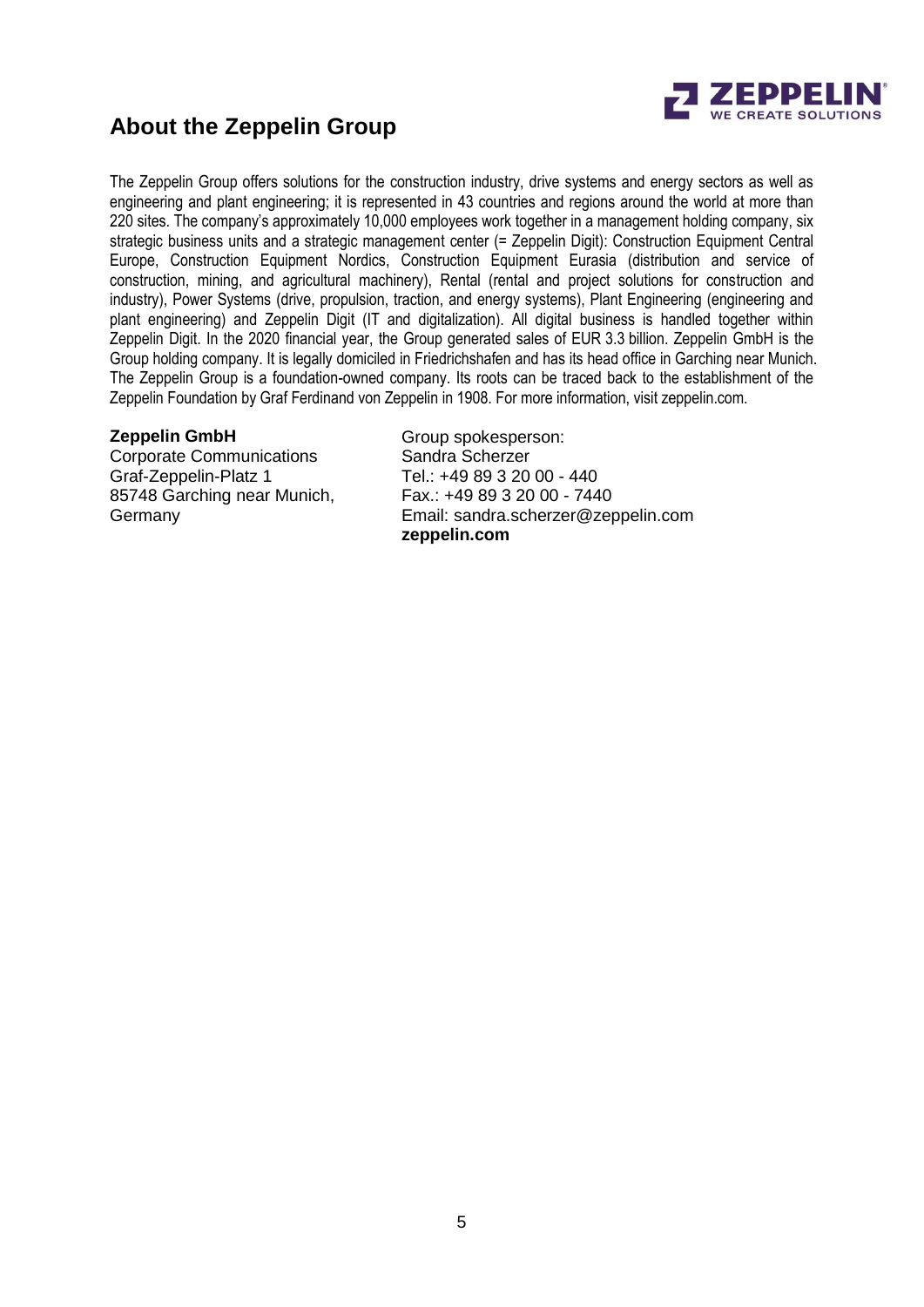## About the Zeppelin Group

The Zeppelin Group offers solutions for the construction industry, drive systems and energy sectors as well as engineering and plant engineering; it is represented in 43 countries and regions around the world at more than 220 sites. The company's approximately 10,000 employees work together in a management holding company, six strategic business units and a strategic management center (= Zeppelin Digit): Construction Equipment Central Europe, Construction Equipment Nordics, Construction Equipment Eurasia (distribution and service of construction, mining, and agricultural machinery), Rental (rental and project solutions for construction and industry), Power Systems (drive, propulsion, traction, and energy systems), Plant Engineering (engineering and plant engineering) and Zeppelin Digit (IT and digitalization). All digital business is handled together within Zeppelin Digit. In the 2020 financial year, the Group generated sales of EUR 3.3 billion. Zeppelin GmbH is the Group holding company. It is legally domiciled in Friedrichshafen and has its head office in Garching near Munich. The Zeppelin Group is a foundation-owned company. Its roots can be traced back to the establishment of the Zeppelin Foundation by Graf Ferdinand von Zeppelin in 1908. For more information, visit zeppelin.com.

**Zeppelin GmbH**
Corporate Communications
Graf-Zeppelin-Platz 1
85748 Garching near Munich,
Germany

Group spokesperson:
Sandra Scherzer
Tel.: +49 89 3 20 00 - 440
Fax.: +49 89 3 20 00 - 7440
Email: sandra.scherzer@zeppelin.com
**zeppelin.com**